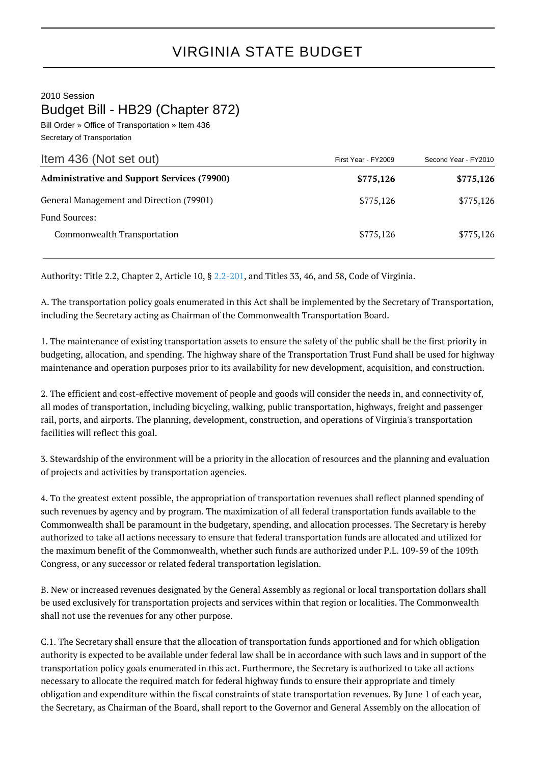# VIRGINIA STATE BUDGET

2010 Session

## Budget Bill - HB29 (Chapter 872)

Bill Order » Office of Transportation » Item 436

Secretary of Transportation

| Item 436 (Not set out) | First Year - FY2009 | Second Year - FY2010 |
|---|---|---|
| **Administrative and Support Services (79900)** | **$775,126** | **$775,126** |
| General Management and Direction (79901) | $775,126 | $775,126 |
| Fund Sources: | | |
| Commonwealth Transportation | $775,126 | $775,126 |

Authority: Title 2.2, Chapter 2, Article 10, § 2.2-201, and Titles 33, 46, and 58, Code of Virginia.

A. The transportation policy goals enumerated in this Act shall be implemented by the Secretary of Transportation, including the Secretary acting as Chairman of the Commonwealth Transportation Board.

1. The maintenance of existing transportation assets to ensure the safety of the public shall be the first priority in budgeting, allocation, and spending. The highway share of the Transportation Trust Fund shall be used for highway maintenance and operation purposes prior to its availability for new development, acquisition, and construction.

2. The efficient and cost-effective movement of people and goods will consider the needs in, and connectivity of, all modes of transportation, including bicycling, walking, public transportation, highways, freight and passenger rail, ports, and airports. The planning, development, construction, and operations of Virginia's transportation facilities will reflect this goal.

3. Stewardship of the environment will be a priority in the allocation of resources and the planning and evaluation of projects and activities by transportation agencies.

4. To the greatest extent possible, the appropriation of transportation revenues shall reflect planned spending of such revenues by agency and by program. The maximization of all federal transportation funds available to the Commonwealth shall be paramount in the budgetary, spending, and allocation processes. The Secretary is hereby authorized to take all actions necessary to ensure that federal transportation funds are allocated and utilized for the maximum benefit of the Commonwealth, whether such funds are authorized under P.L. 109-59 of the 109th Congress, or any successor or related federal transportation legislation.

B. New or increased revenues designated by the General Assembly as regional or local transportation dollars shall be used exclusively for transportation projects and services within that region or localities. The Commonwealth shall not use the revenues for any other purpose.

C.1. The Secretary shall ensure that the allocation of transportation funds apportioned and for which obligation authority is expected to be available under federal law shall be in accordance with such laws and in support of the transportation policy goals enumerated in this act. Furthermore, the Secretary is authorized to take all actions necessary to allocate the required match for federal highway funds to ensure their appropriate and timely obligation and expenditure within the fiscal constraints of state transportation revenues. By June 1 of each year, the Secretary, as Chairman of the Board, shall report to the Governor and General Assembly on the allocation of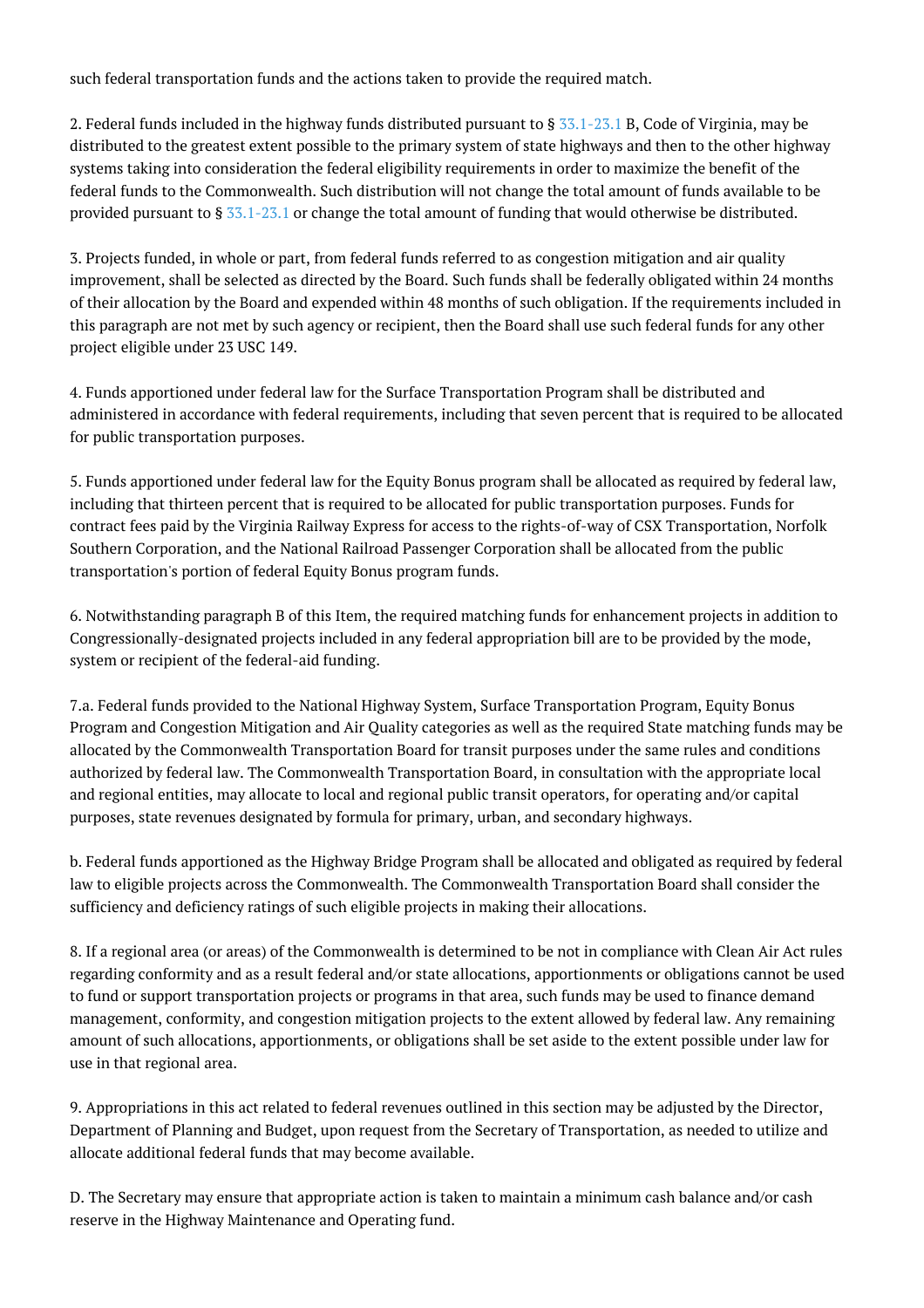such federal transportation funds and the actions taken to provide the required match.

2. Federal funds included in the highway funds distributed pursuant to § 33.1-23.1 B, Code of Virginia, may be distributed to the greatest extent possible to the primary system of state highways and then to the other highway systems taking into consideration the federal eligibility requirements in order to maximize the benefit of the federal funds to the Commonwealth. Such distribution will not change the total amount of funds available to be provided pursuant to § 33.1-23.1 or change the total amount of funding that would otherwise be distributed.

3. Projects funded, in whole or part, from federal funds referred to as congestion mitigation and air quality improvement, shall be selected as directed by the Board. Such funds shall be federally obligated within 24 months of their allocation by the Board and expended within 48 months of such obligation. If the requirements included in this paragraph are not met by such agency or recipient, then the Board shall use such federal funds for any other project eligible under 23 USC 149.

4. Funds apportioned under federal law for the Surface Transportation Program shall be distributed and administered in accordance with federal requirements, including that seven percent that is required to be allocated for public transportation purposes.

5. Funds apportioned under federal law for the Equity Bonus program shall be allocated as required by federal law, including that thirteen percent that is required to be allocated for public transportation purposes. Funds for contract fees paid by the Virginia Railway Express for access to the rights-of-way of CSX Transportation, Norfolk Southern Corporation, and the National Railroad Passenger Corporation shall be allocated from the public transportation's portion of federal Equity Bonus program funds.

6. Notwithstanding paragraph B of this Item, the required matching funds for enhancement projects in addition to Congressionally-designated projects included in any federal appropriation bill are to be provided by the mode, system or recipient of the federal-aid funding.

7.a. Federal funds provided to the National Highway System, Surface Transportation Program, Equity Bonus Program and Congestion Mitigation and Air Quality categories as well as the required State matching funds may be allocated by the Commonwealth Transportation Board for transit purposes under the same rules and conditions authorized by federal law. The Commonwealth Transportation Board, in consultation with the appropriate local and regional entities, may allocate to local and regional public transit operators, for operating and/or capital purposes, state revenues designated by formula for primary, urban, and secondary highways.

b. Federal funds apportioned as the Highway Bridge Program shall be allocated and obligated as required by federal law to eligible projects across the Commonwealth. The Commonwealth Transportation Board shall consider the sufficiency and deficiency ratings of such eligible projects in making their allocations.

8. If a regional area (or areas) of the Commonwealth is determined to be not in compliance with Clean Air Act rules regarding conformity and as a result federal and/or state allocations, apportionments or obligations cannot be used to fund or support transportation projects or programs in that area, such funds may be used to finance demand management, conformity, and congestion mitigation projects to the extent allowed by federal law. Any remaining amount of such allocations, apportionments, or obligations shall be set aside to the extent possible under law for use in that regional area.

9. Appropriations in this act related to federal revenues outlined in this section may be adjusted by the Director, Department of Planning and Budget, upon request from the Secretary of Transportation, as needed to utilize and allocate additional federal funds that may become available.

D. The Secretary may ensure that appropriate action is taken to maintain a minimum cash balance and/or cash reserve in the Highway Maintenance and Operating fund.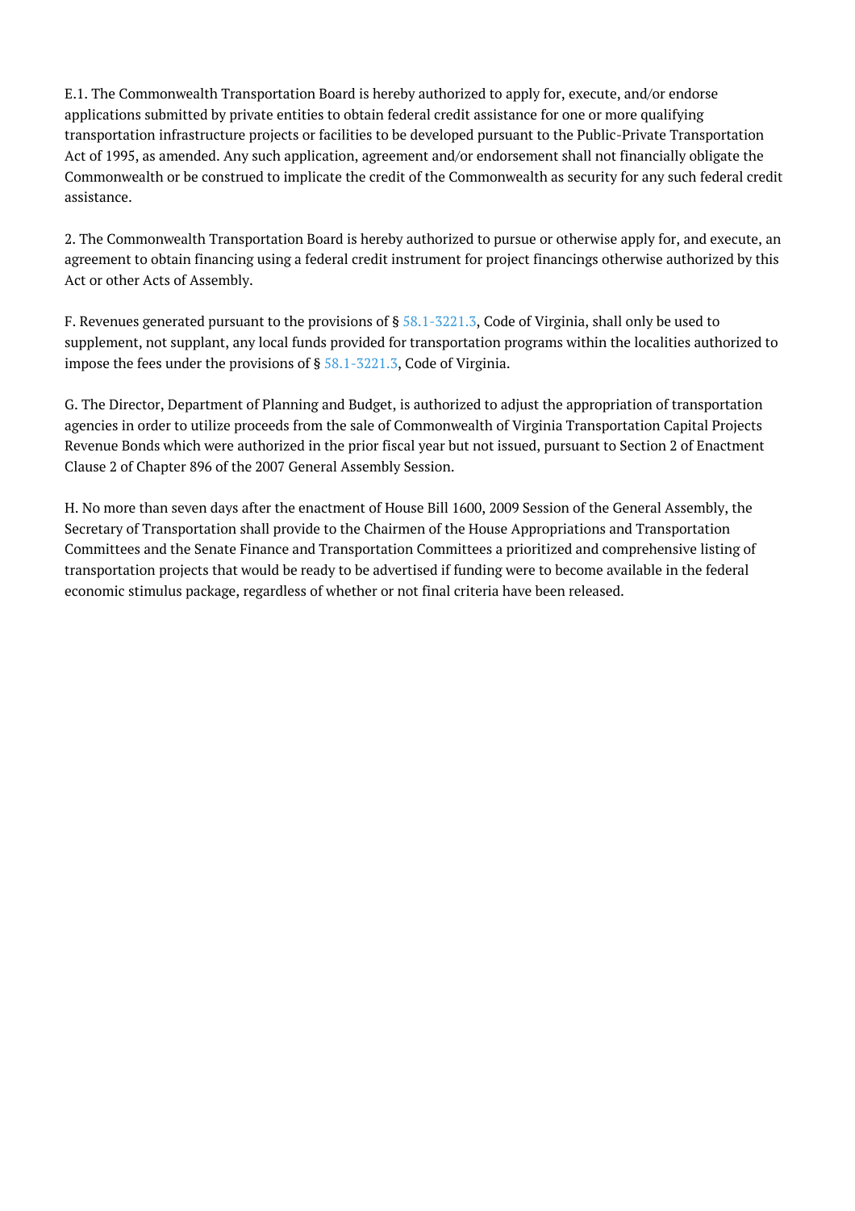E.1. The Commonwealth Transportation Board is hereby authorized to apply for, execute, and/or endorse applications submitted by private entities to obtain federal credit assistance for one or more qualifying transportation infrastructure projects or facilities to be developed pursuant to the Public-Private Transportation Act of 1995, as amended. Any such application, agreement and/or endorsement shall not financially obligate the Commonwealth or be construed to implicate the credit of the Commonwealth as security for any such federal credit assistance.

2. The Commonwealth Transportation Board is hereby authorized to pursue or otherwise apply for, and execute, an agreement to obtain financing using a federal credit instrument for project financings otherwise authorized by this Act or other Acts of Assembly.

F. Revenues generated pursuant to the provisions of § 58.1-3221.3, Code of Virginia, shall only be used to supplement, not supplant, any local funds provided for transportation programs within the localities authorized to impose the fees under the provisions of § 58.1-3221.3, Code of Virginia.

G. The Director, Department of Planning and Budget, is authorized to adjust the appropriation of transportation agencies in order to utilize proceeds from the sale of Commonwealth of Virginia Transportation Capital Projects Revenue Bonds which were authorized in the prior fiscal year but not issued, pursuant to Section 2 of Enactment Clause 2 of Chapter 896 of the 2007 General Assembly Session.

H. No more than seven days after the enactment of House Bill 1600, 2009 Session of the General Assembly, the Secretary of Transportation shall provide to the Chairmen of the House Appropriations and Transportation Committees and the Senate Finance and Transportation Committees a prioritized and comprehensive listing of transportation projects that would be ready to be advertised if funding were to become available in the federal economic stimulus package, regardless of whether or not final criteria have been released.